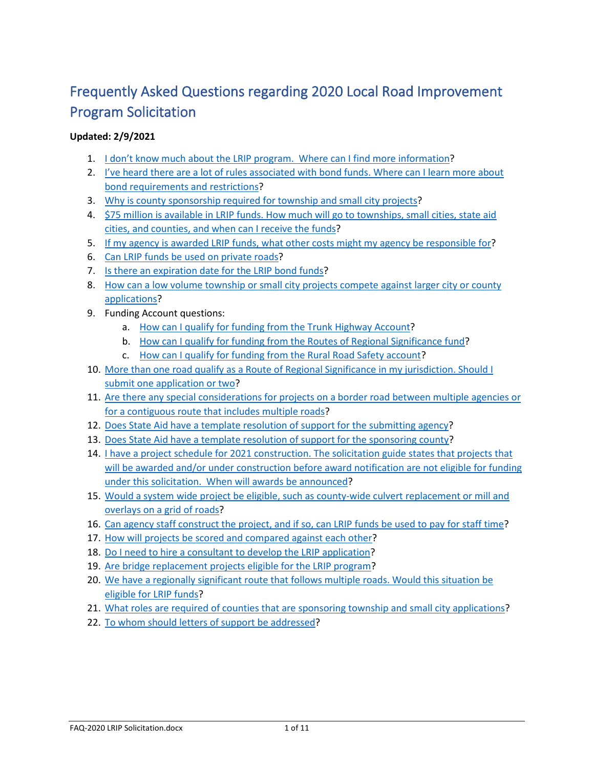# Frequently Asked Questions regarding 2020 Local Road Improvement Program Solicitation

**Updated: 2/9/2021**

1. I don't know much about the LRIP program. Where can I find more information?
2. I've heard there are a lot of rules associated with bond funds. Where can I learn more about bond requirements and restrictions?
3. Why is county sponsorship required for township and small city projects?
4. $75 million is available in LRIP funds. How much will go to townships, small cities, state aid cities, and counties, and when can I receive the funds?
5. If my agency is awarded LRIP funds, what other costs might my agency be responsible for?
6. Can LRIP funds be used on private roads?
7. Is there an expiration date for the LRIP bond funds?
8. How can a low volume township or small city projects compete against larger city or county applications?
9. Funding Account questions:
    a. How can I qualify for funding from the Trunk Highway Account?
    b. How can I qualify for funding from the Routes of Regional Significance fund?
    c. How can I qualify for funding from the Rural Road Safety account?
10. More than one road qualify as a Route of Regional Significance in my jurisdiction. Should I submit one application or two?
11. Are there any special considerations for projects on a border road between multiple agencies or for a contiguous route that includes multiple roads?
12. Does State Aid have a template resolution of support for the submitting agency?
13. Does State Aid have a template resolution of support for the sponsoring county?
14. I have a project schedule for 2021 construction. The solicitation guide states that projects that will be awarded and/or under construction before award notification are not eligible for funding under this solicitation. When will awards be announced?
15. Would a system wide project be eligible, such as county-wide culvert replacement or mill and overlays on a grid of roads?
16. Can agency staff construct the project, and if so, can LRIP funds be used to pay for staff time?
17. How will projects be scored and compared against each other?
18. Do I need to hire a consultant to develop the LRIP application?
19. Are bridge replacement projects eligible for the LRIP program?
20. We have a regionally significant route that follows multiple roads. Would this situation be eligible for LRIP funds?
21. What roles are required of counties that are sponsoring township and small city applications?
22. To whom should letters of support be addressed?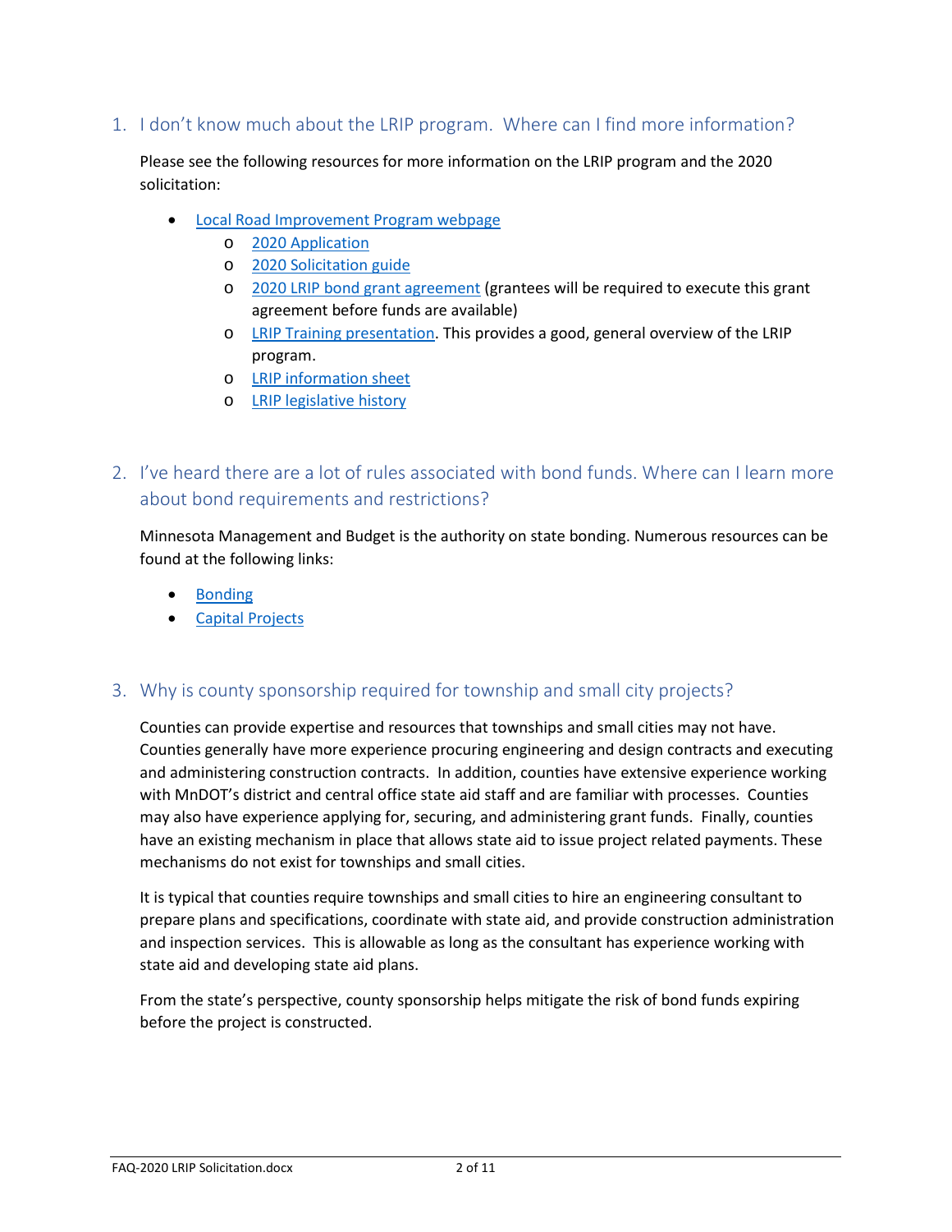## 1. I don't know much about the LRIP program. Where can I find more information?

Please see the following resources for more information on the LRIP program and the 2020 solicitation:

- Local Road Improvement Program webpage
  - 2020 Application
  - 2020 Solicitation guide
  - 2020 LRIP bond grant agreement (grantees will be required to execute this grant agreement before funds are available)
  - LRIP Training presentation. This provides a good, general overview of the LRIP program.
  - LRIP information sheet
  - LRIP legislative history

## 2. I've heard there are a lot of rules associated with bond funds. Where can I learn more about bond requirements and restrictions?

Minnesota Management and Budget is the authority on state bonding. Numerous resources can be found at the following links:

- Bonding
- Capital Projects

## 3. Why is county sponsorship required for township and small city projects?

Counties can provide expertise and resources that townships and small cities may not have. Counties generally have more experience procuring engineering and design contracts and executing and administering construction contracts. In addition, counties have extensive experience working with MnDOT's district and central office state aid staff and are familiar with processes. Counties may also have experience applying for, securing, and administering grant funds. Finally, counties have an existing mechanism in place that allows state aid to issue project related payments. These mechanisms do not exist for townships and small cities.

It is typical that counties require townships and small cities to hire an engineering consultant to prepare plans and specifications, coordinate with state aid, and provide construction administration and inspection services. This is allowable as long as the consultant has experience working with state aid and developing state aid plans.

From the state's perspective, county sponsorship helps mitigate the risk of bond funds expiring before the project is constructed.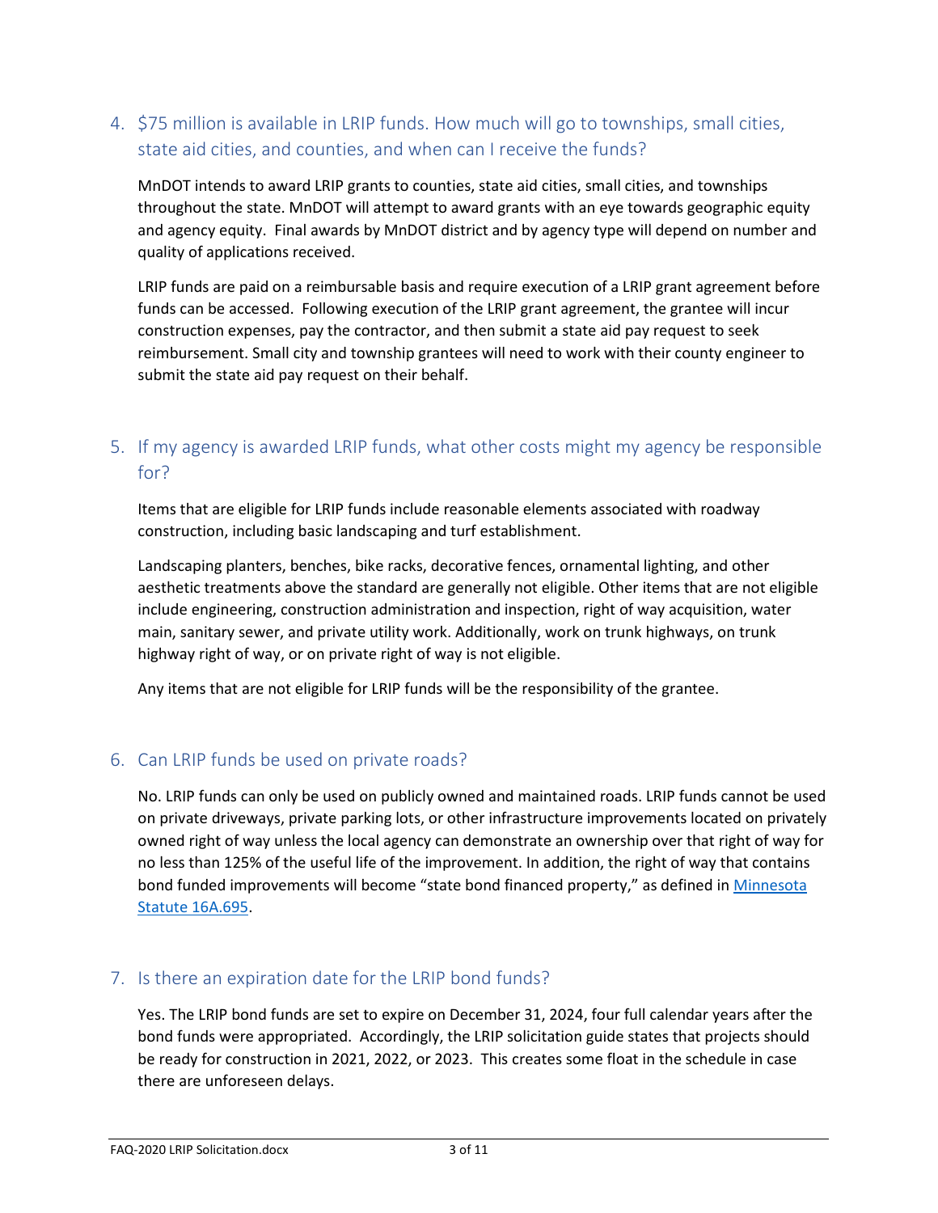## 4. $75 million is available in LRIP funds. How much will go to townships, small cities, state aid cities, and counties, and when can I receive the funds?

MnDOT intends to award LRIP grants to counties, state aid cities, small cities, and townships throughout the state. MnDOT will attempt to award grants with an eye towards geographic equity and agency equity. Final awards by MnDOT district and by agency type will depend on number and quality of applications received.

LRIP funds are paid on a reimbursable basis and require execution of a LRIP grant agreement before funds can be accessed. Following execution of the LRIP grant agreement, the grantee will incur construction expenses, pay the contractor, and then submit a state aid pay request to seek reimbursement. Small city and township grantees will need to work with their county engineer to submit the state aid pay request on their behalf.

## 5. If my agency is awarded LRIP funds, what other costs might my agency be responsible for?

Items that are eligible for LRIP funds include reasonable elements associated with roadway construction, including basic landscaping and turf establishment.

Landscaping planters, benches, bike racks, decorative fences, ornamental lighting, and other aesthetic treatments above the standard are generally not eligible. Other items that are not eligible include engineering, construction administration and inspection, right of way acquisition, water main, sanitary sewer, and private utility work. Additionally, work on trunk highways, on trunk highway right of way, or on private right of way is not eligible.

Any items that are not eligible for LRIP funds will be the responsibility of the grantee.

## 6. Can LRIP funds be used on private roads?

No. LRIP funds can only be used on publicly owned and maintained roads. LRIP funds cannot be used on private driveways, private parking lots, or other infrastructure improvements located on privately owned right of way unless the local agency can demonstrate an ownership over that right of way for no less than 125% of the useful life of the improvement. In addition, the right of way that contains bond funded improvements will become "state bond financed property," as defined in Minnesota Statute 16A.695.

## 7. Is there an expiration date for the LRIP bond funds?

Yes. The LRIP bond funds are set to expire on December 31, 2024, four full calendar years after the bond funds were appropriated. Accordingly, the LRIP solicitation guide states that projects should be ready for construction in 2021, 2022, or 2023. This creates some float in the schedule in case there are unforeseen delays.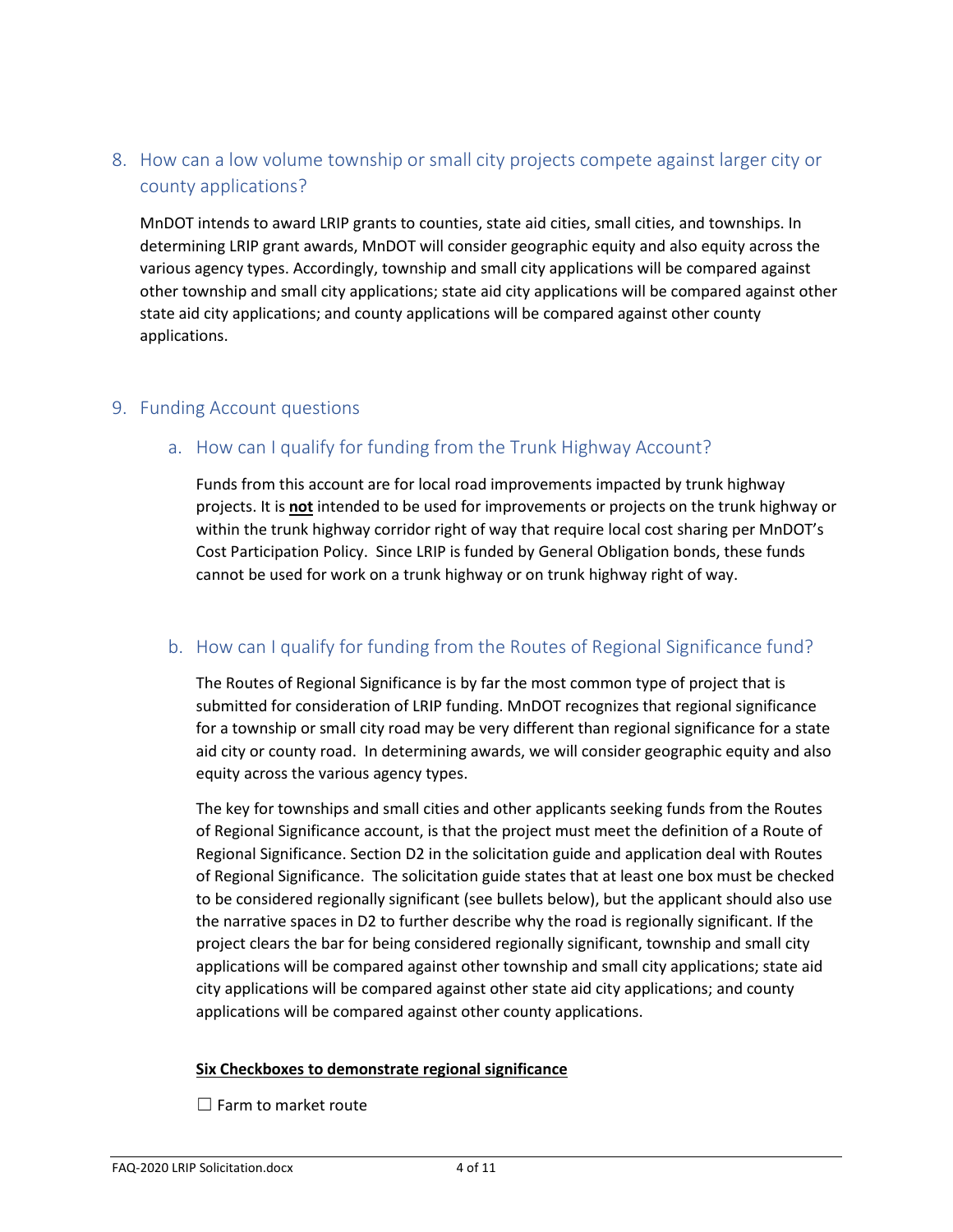## 8. How can a low volume township or small city projects compete against larger city or county applications?

MnDOT intends to award LRIP grants to counties, state aid cities, small cities, and townships. In determining LRIP grant awards, MnDOT will consider geographic equity and also equity across the various agency types. Accordingly, township and small city applications will be compared against other township and small city applications; state aid city applications will be compared against other state aid city applications; and county applications will be compared against other county applications.

## 9. Funding Account questions

### a. How can I qualify for funding from the Trunk Highway Account?

Funds from this account are for local road improvements impacted by trunk highway projects. It is **not** intended to be used for improvements or projects on the trunk highway or within the trunk highway corridor right of way that require local cost sharing per MnDOT's Cost Participation Policy. Since LRIP is funded by General Obligation bonds, these funds cannot be used for work on a trunk highway or on trunk highway right of way.

### b. How can I qualify for funding from the Routes of Regional Significance fund?

The Routes of Regional Significance is by far the most common type of project that is submitted for consideration of LRIP funding. MnDOT recognizes that regional significance for a township or small city road may be very different than regional significance for a state aid city or county road. In determining awards, we will consider geographic equity and also equity across the various agency types.

The key for townships and small cities and other applicants seeking funds from the Routes of Regional Significance account, is that the project must meet the definition of a Route of Regional Significance. Section D2 in the solicitation guide and application deal with Routes of Regional Significance. The solicitation guide states that at least one box must be checked to be considered regionally significant (see bullets below), but the applicant should also use the narrative spaces in D2 to further describe why the road is regionally significant. If the project clears the bar for being considered regionally significant, township and small city applications will be compared against other township and small city applications; state aid city applications will be compared against other state aid city applications; and county applications will be compared against other county applications.

**Six Checkboxes to demonstrate regional significance**

☐ Farm to market route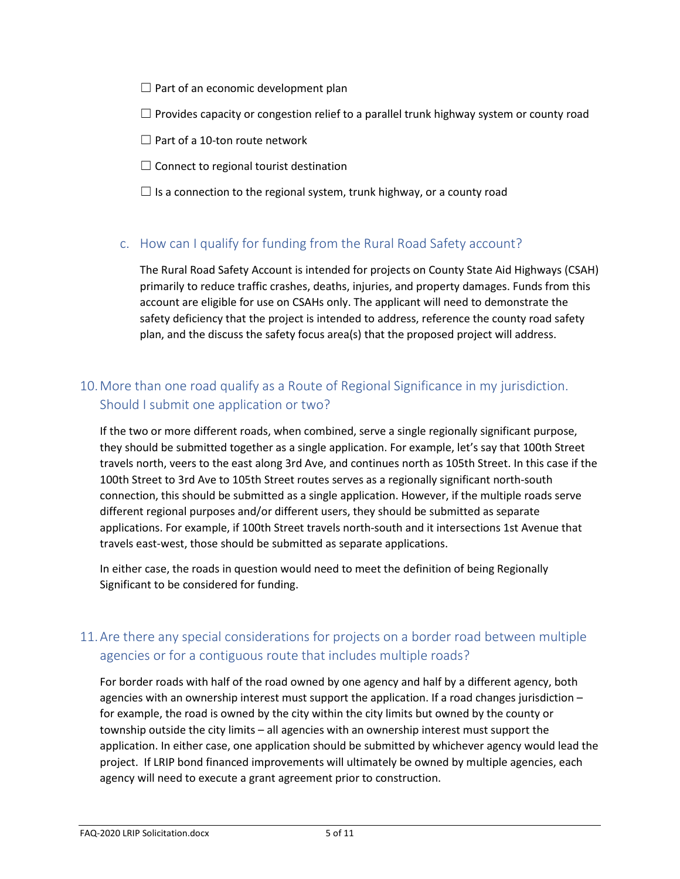☐ Part of an economic development plan

☐ Provides capacity or congestion relief to a parallel trunk highway system or county road

☐ Part of a 10-ton route network

☐ Connect to regional tourist destination

☐ Is a connection to the regional system, trunk highway, or a county road

### c. How can I qualify for funding from the Rural Road Safety account?

The Rural Road Safety Account is intended for projects on County State Aid Highways (CSAH) primarily to reduce traffic crashes, deaths, injuries, and property damages. Funds from this account are eligible for use on CSAHs only. The applicant will need to demonstrate the safety deficiency that the project is intended to address, reference the county road safety plan, and the discuss the safety focus area(s) that the proposed project will address.

## 10. More than one road qualify as a Route of Regional Significance in my jurisdiction. Should I submit one application or two?

If the two or more different roads, when combined, serve a single regionally significant purpose, they should be submitted together as a single application. For example, let's say that 100th Street travels north, veers to the east along 3rd Ave, and continues north as 105th Street. In this case if the 100th Street to 3rd Ave to 105th Street routes serves as a regionally significant north-south connection, this should be submitted as a single application. However, if the multiple roads serve different regional purposes and/or different users, they should be submitted as separate applications. For example, if 100th Street travels north-south and it intersections 1st Avenue that travels east-west, those should be submitted as separate applications.

In either case, the roads in question would need to meet the definition of being Regionally Significant to be considered for funding.

## 11. Are there any special considerations for projects on a border road between multiple agencies or for a contiguous route that includes multiple roads?

For border roads with half of the road owned by one agency and half by a different agency, both agencies with an ownership interest must support the application. If a road changes jurisdiction – for example, the road is owned by the city within the city limits but owned by the county or township outside the city limits – all agencies with an ownership interest must support the application. In either case, one application should be submitted by whichever agency would lead the project. If LRIP bond financed improvements will ultimately be owned by multiple agencies, each agency will need to execute a grant agreement prior to construction.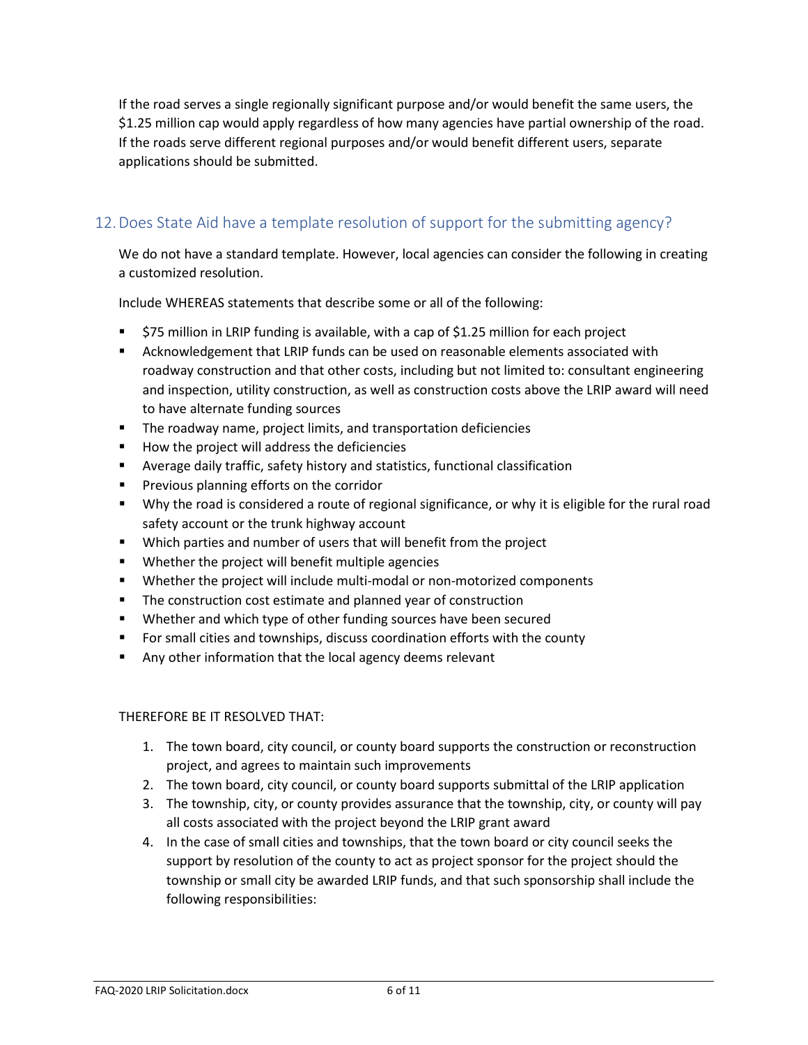If the road serves a single regionally significant purpose and/or would benefit the same users, the $1.25 million cap would apply regardless of how many agencies have partial ownership of the road. If the roads serve different regional purposes and/or would benefit different users, separate applications should be submitted.

## 12. Does State Aid have a template resolution of support for the submitting agency?

We do not have a standard template. However, local agencies can consider the following in creating a customized resolution.

Include WHEREAS statements that describe some or all of the following:

- $75 million in LRIP funding is available, with a cap of $1.25 million for each project
- Acknowledgement that LRIP funds can be used on reasonable elements associated with roadway construction and that other costs, including but not limited to: consultant engineering and inspection, utility construction, as well as construction costs above the LRIP award will need to have alternate funding sources
- The roadway name, project limits, and transportation deficiencies
- How the project will address the deficiencies
- Average daily traffic, safety history and statistics, functional classification
- Previous planning efforts on the corridor
- Why the road is considered a route of regional significance, or why it is eligible for the rural road safety account or the trunk highway account
- Which parties and number of users that will benefit from the project
- Whether the project will benefit multiple agencies
- Whether the project will include multi-modal or non-motorized components
- The construction cost estimate and planned year of construction
- Whether and which type of other funding sources have been secured
- For small cities and townships, discuss coordination efforts with the county
- Any other information that the local agency deems relevant

THEREFORE BE IT RESOLVED THAT:

1. The town board, city council, or county board supports the construction or reconstruction project, and agrees to maintain such improvements
2. The town board, city council, or county board supports submittal of the LRIP application
3. The township, city, or county provides assurance that the township, city, or county will pay all costs associated with the project beyond the LRIP grant award
4. In the case of small cities and townships, that the town board or city council seeks the support by resolution of the county to act as project sponsor for the project should the township or small city be awarded LRIP funds, and that such sponsorship shall include the following responsibilities: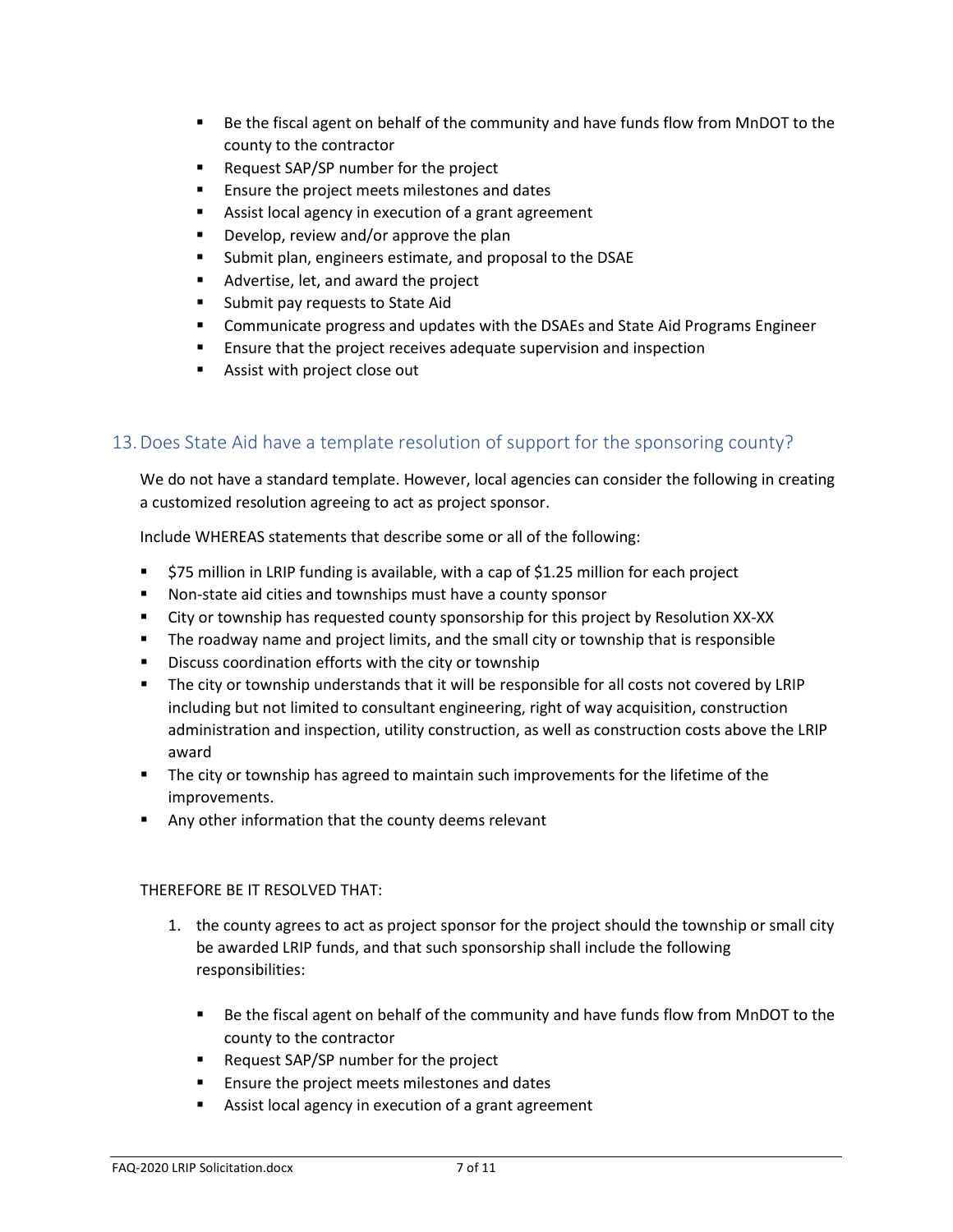- Be the fiscal agent on behalf of the community and have funds flow from MnDOT to the county to the contractor
- Request SAP/SP number for the project
- Ensure the project meets milestones and dates
- Assist local agency in execution of a grant agreement
- Develop, review and/or approve the plan
- Submit plan, engineers estimate, and proposal to the DSAE
- Advertise, let, and award the project
- Submit pay requests to State Aid
- Communicate progress and updates with the DSAEs and State Aid Programs Engineer
- Ensure that the project receives adequate supervision and inspection
- Assist with project close out

## 13. Does State Aid have a template resolution of support for the sponsoring county?

We do not have a standard template. However, local agencies can consider the following in creating a customized resolution agreeing to act as project sponsor.

Include WHEREAS statements that describe some or all of the following:

- $75 million in LRIP funding is available, with a cap of $1.25 million for each project
- Non-state aid cities and townships must have a county sponsor
- City or township has requested county sponsorship for this project by Resolution XX-XX
- The roadway name and project limits, and the small city or township that is responsible
- Discuss coordination efforts with the city or township
- The city or township understands that it will be responsible for all costs not covered by LRIP including but not limited to consultant engineering, right of way acquisition, construction administration and inspection, utility construction, as well as construction costs above the LRIP award
- The city or township has agreed to maintain such improvements for the lifetime of the improvements.
- Any other information that the county deems relevant

THEREFORE BE IT RESOLVED THAT:

1. the county agrees to act as project sponsor for the project should the township or small city be awarded LRIP funds, and that such sponsorship shall include the following responsibilities:

    - Be the fiscal agent on behalf of the community and have funds flow from MnDOT to the county to the contractor
    - Request SAP/SP number for the project
    - Ensure the project meets milestones and dates
    - Assist local agency in execution of a grant agreement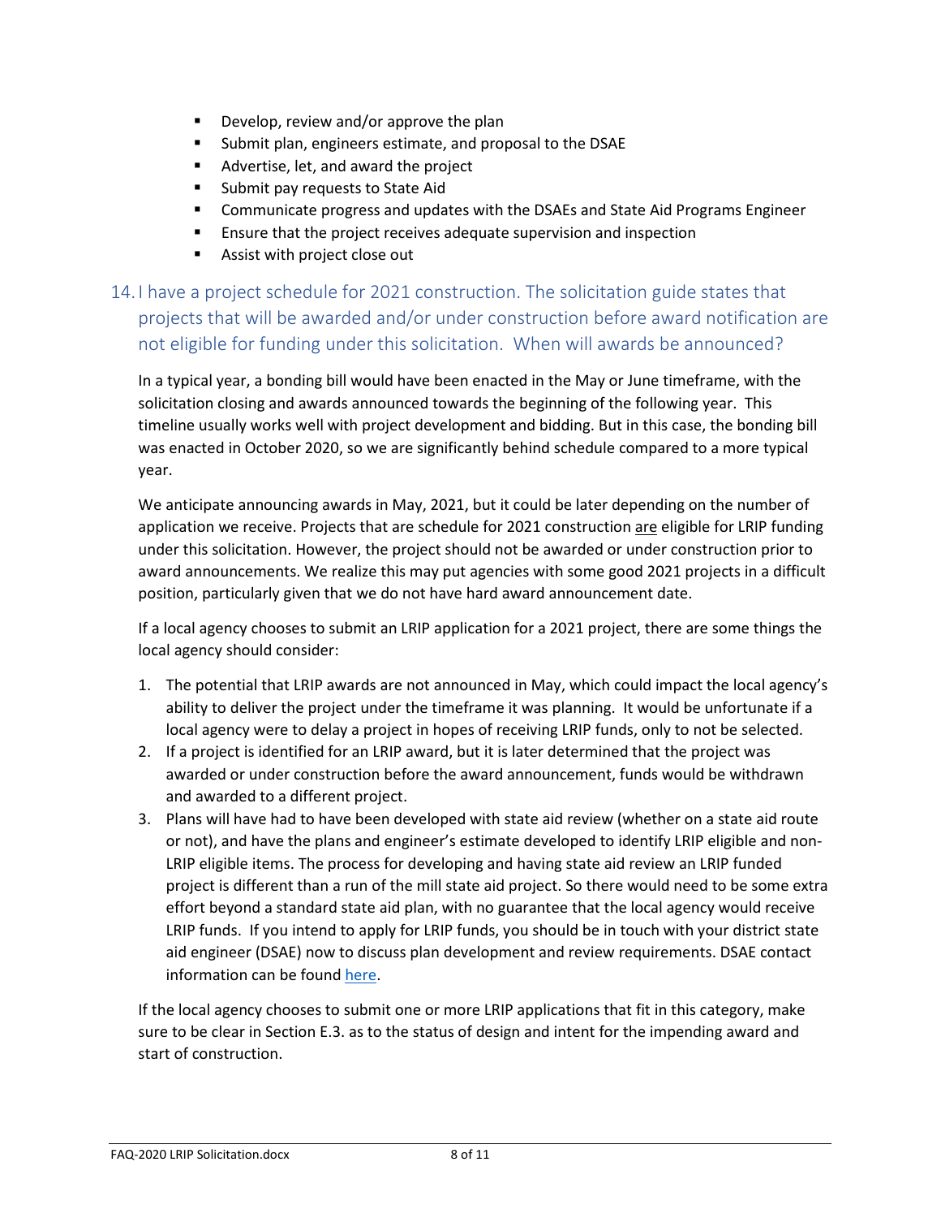- Develop, review and/or approve the plan
- Submit plan, engineers estimate, and proposal to the DSAE
- Advertise, let, and award the project
- Submit pay requests to State Aid
- Communicate progress and updates with the DSAEs and State Aid Programs Engineer
- Ensure that the project receives adequate supervision and inspection
- Assist with project close out

## 14. I have a project schedule for 2021 construction. The solicitation guide states that projects that will be awarded and/or under construction before award notification are not eligible for funding under this solicitation. When will awards be announced?

In a typical year, a bonding bill would have been enacted in the May or June timeframe, with the solicitation closing and awards announced towards the beginning of the following year. This timeline usually works well with project development and bidding. But in this case, the bonding bill was enacted in October 2020, so we are significantly behind schedule compared to a more typical year.

We anticipate announcing awards in May, 2021, but it could be later depending on the number of application we receive. Projects that are schedule for 2021 construction <u>are</u> eligible for LRIP funding under this solicitation. However, the project should not be awarded or under construction prior to award announcements. We realize this may put agencies with some good 2021 projects in a difficult position, particularly given that we do not have hard award announcement date.

If a local agency chooses to submit an LRIP application for a 2021 project, there are some things the local agency should consider:

1. The potential that LRIP awards are not announced in May, which could impact the local agency's ability to deliver the project under the timeframe it was planning. It would be unfortunate if a local agency were to delay a project in hopes of receiving LRIP funds, only to not be selected.
2. If a project is identified for an LRIP award, but it is later determined that the project was awarded or under construction before the award announcement, funds would be withdrawn and awarded to a different project.
3. Plans will have had to have been developed with state aid review (whether on a state aid route or not), and have the plans and engineer's estimate developed to identify LRIP eligible and non-LRIP eligible items. The process for developing and having state aid review an LRIP funded project is different than a run of the mill state aid project. So there would need to be some extra effort beyond a standard state aid plan, with no guarantee that the local agency would receive LRIP funds. If you intend to apply for LRIP funds, you should be in touch with your district state aid engineer (DSAE) now to discuss plan development and review requirements. DSAE contact information can be found here.

If the local agency chooses to submit one or more LRIP applications that fit in this category, make sure to be clear in Section E.3. as to the status of design and intent for the impending award and start of construction.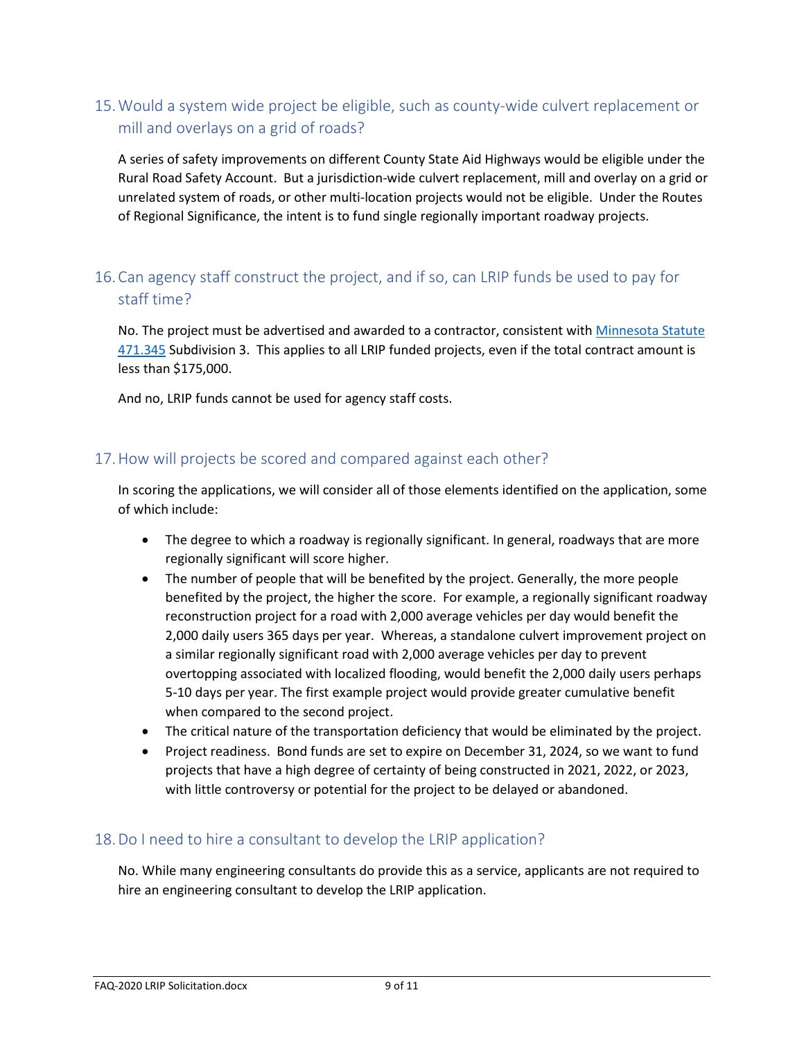## 15. Would a system wide project be eligible, such as county-wide culvert replacement or mill and overlays on a grid of roads?

A series of safety improvements on different County State Aid Highways would be eligible under the Rural Road Safety Account. But a jurisdiction-wide culvert replacement, mill and overlay on a grid or unrelated system of roads, or other multi-location projects would not be eligible. Under the Routes of Regional Significance, the intent is to fund single regionally important roadway projects.

## 16. Can agency staff construct the project, and if so, can LRIP funds be used to pay for staff time?

No. The project must be advertised and awarded to a contractor, consistent with [Minnesota Statute 471.345](#) Subdivision 3. This applies to all LRIP funded projects, even if the total contract amount is less than $175,000.

And no, LRIP funds cannot be used for agency staff costs.

## 17. How will projects be scored and compared against each other?

In scoring the applications, we will consider all of those elements identified on the application, some of which include:

- The degree to which a roadway is regionally significant. In general, roadways that are more regionally significant will score higher.
- The number of people that will be benefited by the project. Generally, the more people benefited by the project, the higher the score. For example, a regionally significant roadway reconstruction project for a road with 2,000 average vehicles per day would benefit the 2,000 daily users 365 days per year. Whereas, a standalone culvert improvement project on a similar regionally significant road with 2,000 average vehicles per day to prevent overtopping associated with localized flooding, would benefit the 2,000 daily users perhaps 5-10 days per year. The first example project would provide greater cumulative benefit when compared to the second project.
- The critical nature of the transportation deficiency that would be eliminated by the project.
- Project readiness. Bond funds are set to expire on December 31, 2024, so we want to fund projects that have a high degree of certainty of being constructed in 2021, 2022, or 2023, with little controversy or potential for the project to be delayed or abandoned.

## 18. Do I need to hire a consultant to develop the LRIP application?

No. While many engineering consultants do provide this as a service, applicants are not required to hire an engineering consultant to develop the LRIP application.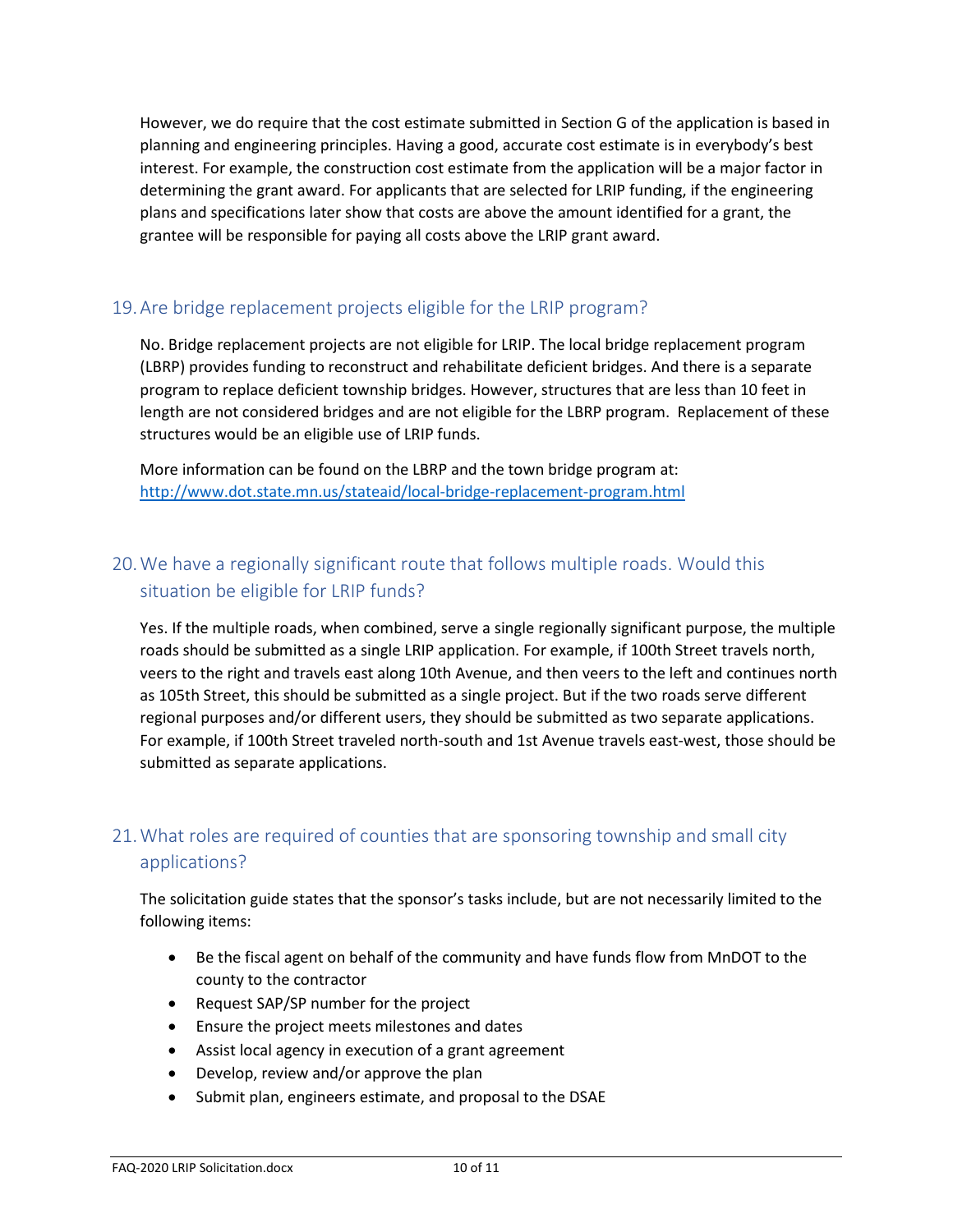However, we do require that the cost estimate submitted in Section G of the application is based in planning and engineering principles. Having a good, accurate cost estimate is in everybody's best interest. For example, the construction cost estimate from the application will be a major factor in determining the grant award. For applicants that are selected for LRIP funding, if the engineering plans and specifications later show that costs are above the amount identified for a grant, the grantee will be responsible for paying all costs above the LRIP grant award.

## 19. Are bridge replacement projects eligible for the LRIP program?

No. Bridge replacement projects are not eligible for LRIP. The local bridge replacement program (LBRP) provides funding to reconstruct and rehabilitate deficient bridges. And there is a separate program to replace deficient township bridges. However, structures that are less than 10 feet in length are not considered bridges and are not eligible for the LBRP program. Replacement of these structures would be an eligible use of LRIP funds.

More information can be found on the LBRP and the town bridge program at: http://www.dot.state.mn.us/stateaid/local-bridge-replacement-program.html

## 20. We have a regionally significant route that follows multiple roads. Would this situation be eligible for LRIP funds?

Yes. If the multiple roads, when combined, serve a single regionally significant purpose, the multiple roads should be submitted as a single LRIP application. For example, if 100th Street travels north, veers to the right and travels east along 10th Avenue, and then veers to the left and continues north as 105th Street, this should be submitted as a single project. But if the two roads serve different regional purposes and/or different users, they should be submitted as two separate applications. For example, if 100th Street traveled north-south and 1st Avenue travels east-west, those should be submitted as separate applications.

## 21. What roles are required of counties that are sponsoring township and small city applications?

The solicitation guide states that the sponsor's tasks include, but are not necessarily limited to the following items:

- Be the fiscal agent on behalf of the community and have funds flow from MnDOT to the county to the contractor
- Request SAP/SP number for the project
- Ensure the project meets milestones and dates
- Assist local agency in execution of a grant agreement
- Develop, review and/or approve the plan
- Submit plan, engineers estimate, and proposal to the DSAE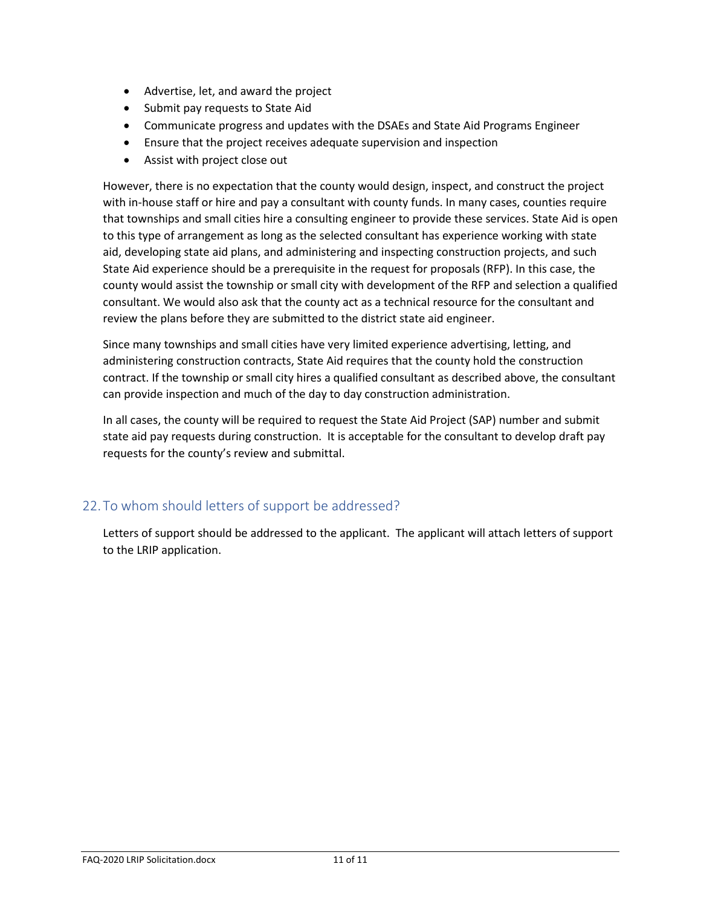- Advertise, let, and award the project
- Submit pay requests to State Aid
- Communicate progress and updates with the DSAEs and State Aid Programs Engineer
- Ensure that the project receives adequate supervision and inspection
- Assist with project close out

However, there is no expectation that the county would design, inspect, and construct the project with in-house staff or hire and pay a consultant with county funds. In many cases, counties require that townships and small cities hire a consulting engineer to provide these services. State Aid is open to this type of arrangement as long as the selected consultant has experience working with state aid, developing state aid plans, and administering and inspecting construction projects, and such State Aid experience should be a prerequisite in the request for proposals (RFP). In this case, the county would assist the township or small city with development of the RFP and selection a qualified consultant. We would also ask that the county act as a technical resource for the consultant and review the plans before they are submitted to the district state aid engineer.

Since many townships and small cities have very limited experience advertising, letting, and administering construction contracts, State Aid requires that the county hold the construction contract. If the township or small city hires a qualified consultant as described above, the consultant can provide inspection and much of the day to day construction administration.

In all cases, the county will be required to request the State Aid Project (SAP) number and submit state aid pay requests during construction. It is acceptable for the consultant to develop draft pay requests for the county's review and submittal.

## 22. To whom should letters of support be addressed?

Letters of support should be addressed to the applicant. The applicant will attach letters of support to the LRIP application.